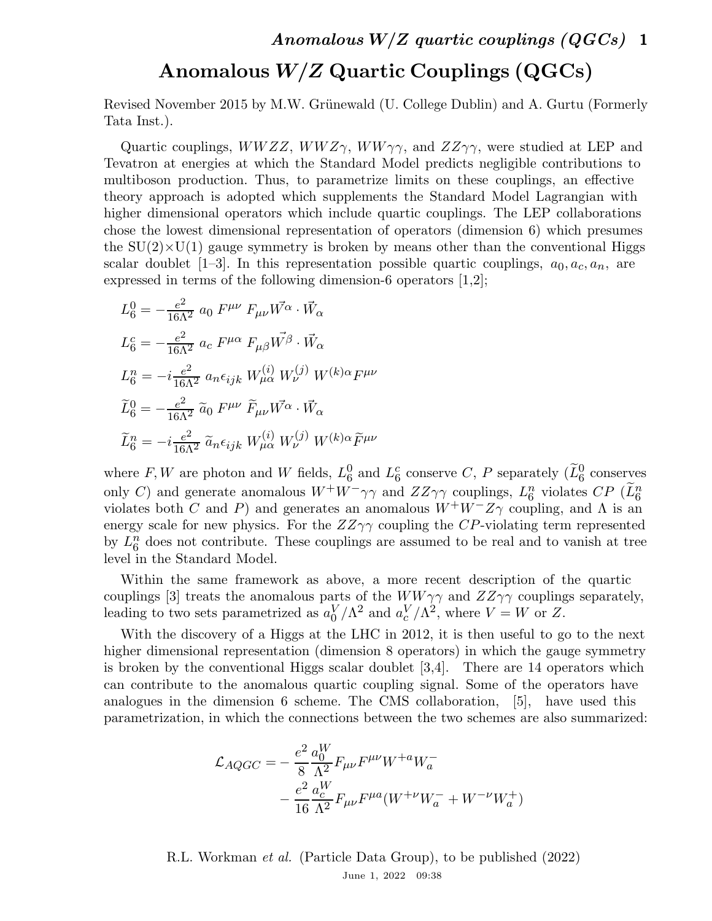# Anomalous $W/Z$ Quartic Couplings (QGCs)

Revised November 2015 by M.W. Grünewald (U. College Dublin) and A. Gurtu (Formerly Tata Inst.).

Quartic couplings, $WWZZ$, $WWZ\gamma$, $WW\gamma\gamma$, and $ZZ\gamma\gamma$, were studied at LEP and Tevatron at energies at which the Standard Model predicts negligible contributions to multiboson production. Thus, to parametrize limits on these couplings, an effective theory approach is adopted which supplements the Standard Model Lagrangian with higher dimensional operators which include quartic couplings. The LEP collaborations chose the lowest dimensional representation of operators (dimension 6) which presumes the SU(2)×U(1) gauge symmetry is broken by means other than the conventional Higgs scalar doublet [1–3]. In this representation possible quartic couplings, $a_0, a_c, a_n,$ are expressed in terms of the following dimension-6 operators [1,2];

$$L_6^0 = -\frac{e^2}{16\Lambda^2}\, a_0\, F^{\mu\nu}\, F_{\mu\nu} \vec{W^\alpha} \cdot \vec{W}_\alpha$$

$$L_6^c = -\frac{e^2}{16\Lambda^2}\, a_c\, F^{\mu\alpha}\, F_{\mu\beta} \vec{W^\beta} \cdot \vec{W}_\alpha$$

$$L_6^n = -i\frac{e^2}{16\Lambda^2}\, a_n \epsilon_{ijk}\, W_{\mu\alpha}^{(i)}\, W_\nu^{(j)}\, W^{(k)\alpha} F^{\mu\nu}$$

$$\widetilde{L}_6^0 = -\frac{e^2}{16\Lambda^2}\, \widetilde{a}_0\, F^{\mu\nu}\, \widetilde{F}_{\mu\nu} \vec{W^\alpha} \cdot \vec{W}_\alpha$$

$$\widetilde{L}_6^n = -i\frac{e^2}{16\Lambda^2}\, \widetilde{a}_n \epsilon_{ijk}\, W_{\mu\alpha}^{(i)}\, W_\nu^{(j)}\, W^{(k)\alpha} \widetilde{F}^{\mu\nu}$$

where $F, W$ are photon and $W$ fields, $L_6^0$ and $L_6^c$ conserve $C$, $P$ separately ($\widetilde{L}_6^0$ conserves only $C$) and generate anomalous $W^+W^-\gamma\gamma$ and $ZZ\gamma\gamma$ couplings, $L_6^n$ violates $CP$ ($\widetilde{L}_6^n$ violates both $C$ and $P$) and generates an anomalous $W^+W^-Z\gamma$ coupling, and $\Lambda$ is an energy scale for new physics. For the $ZZ\gamma\gamma$ coupling the $CP$-violating term represented by $L_6^n$ does not contribute. These couplings are assumed to be real and to vanish at tree level in the Standard Model.

Within the same framework as above, a more recent description of the quartic couplings [3] treats the anomalous parts of the $WW\gamma\gamma$ and $ZZ\gamma\gamma$ couplings separately, leading to two sets parametrized as $a_0^V/\Lambda^2$ and $a_c^V/\Lambda^2$, where $V = W$ or $Z$.

With the discovery of a Higgs at the LHC in 2012, it is then useful to go to the next higher dimensional representation (dimension 8 operators) in which the gauge symmetry is broken by the conventional Higgs scalar doublet [3,4]. There are 14 operators which can contribute to the anomalous quartic coupling signal. Some of the operators have analogues in the dimension 6 scheme. The CMS collaboration, [5], have used this parametrization, in which the connections between the two schemes are also summarized:

$$\mathcal{L}_{AQGC} = -\frac{e^2}{8}\frac{a_0^W}{\Lambda^2} F_{\mu\nu} F^{\mu\nu} W^{+a} W_a^- \\ -\frac{e^2}{16}\frac{a_c^W}{\Lambda^2} F_{\mu\nu} F^{\mu a} (W^{+\nu} W_a^- + W^{-\nu} W_a^+)$$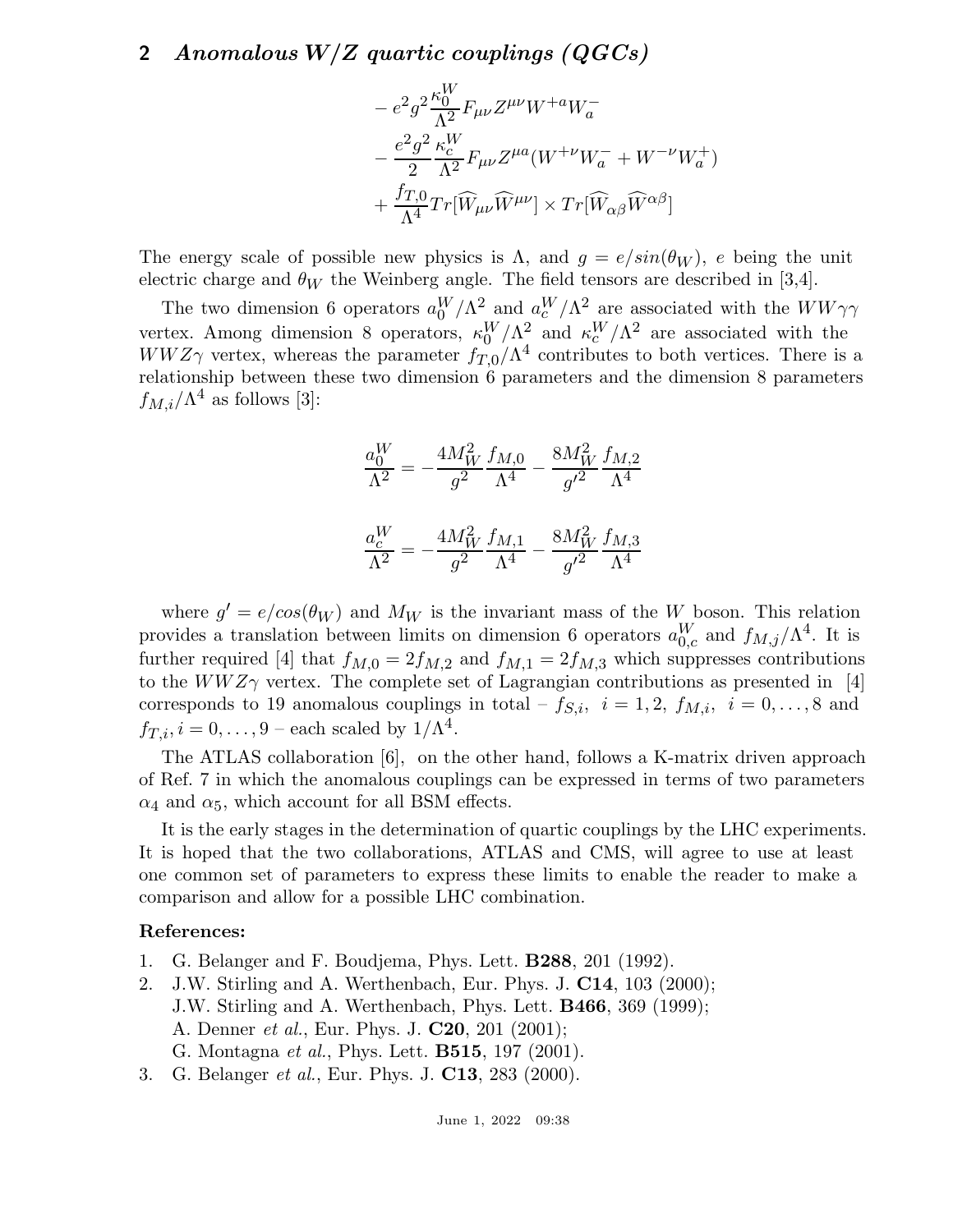## 2 *Anomalous W/Z quartic couplings (QGCs)*

$$
\begin{aligned}
& - e^2 g^2 \frac{\kappa_0^W}{\Lambda^2} F_{\mu\nu} Z^{\mu\nu} W^{+a} W_a^- \\
& - \frac{e^2 g^2}{2} \frac{\kappa_c^W}{\Lambda^2} F_{\mu\nu} Z^{\mu a} (W^{+\nu} W_a^- + W^{-\nu} W_a^+) \\
& + \frac{f_{T,0}}{\Lambda^4} Tr[\widehat{W}_{\mu\nu} \widehat{W}^{\mu\nu}] \times Tr[\widehat{W}_{\alpha\beta} \widehat{W}^{\alpha\beta}]
\end{aligned}
$$

The energy scale of possible new physics is $\Lambda$, and $g = e/sin(\theta_W)$, $e$ being the unit electric charge and $\theta_W$ the Weinberg angle. The field tensors are described in [3,4].

The two dimension 6 operators $a_0^W/\Lambda^2$ and $a_c^W/\Lambda^2$ are associated with the $WW\gamma\gamma$ vertex. Among dimension 8 operators, $\kappa_0^W/\Lambda^2$ and $\kappa_c^W/\Lambda^2$ are associated with the $WWZ\gamma$ vertex, whereas the parameter $f_{T,0}/\Lambda^4$ contributes to both vertices. There is a relationship between these two dimension 6 parameters and the dimension 8 parameters $f_{M,i}/\Lambda^4$ as follows [3]:

$$
\frac{a_0^W}{\Lambda^2} = -\frac{4M_W^2}{g^2} \frac{f_{M,0}}{\Lambda^4} - \frac{8M_W^2}{g'^2} \frac{f_{M,2}}{\Lambda^4}
$$

$$
\frac{a_c^W}{\Lambda^2} = -\frac{4M_W^2}{g^2} \frac{f_{M,1}}{\Lambda^4} - \frac{8M_W^2}{g'^2} \frac{f_{M,3}}{\Lambda^4}
$$

where $g' = e/cos(\theta_W)$ and $M_W$ is the invariant mass of the $W$ boson. This relation provides a translation between limits on dimension 6 operators $a_{0,c}^W$ and $f_{M,j}/\Lambda^4$. It is further required [4] that $f_{M,0} = 2f_{M,2}$ and $f_{M,1} = 2f_{M,3}$ which suppresses contributions to the $WWZ\gamma$ vertex. The complete set of Lagrangian contributions as presented in [4] corresponds to 19 anomalous couplings in total – $f_{S,i}$, $i = 1, 2$, $f_{M,i}$, $i = 0, \ldots, 8$ and $f_{T,i}, i = 0, \ldots, 9$ – each scaled by $1/\Lambda^4$.

The ATLAS collaboration [6], on the other hand, follows a K-matrix driven approach of Ref. 7 in which the anomalous couplings can be expressed in terms of two parameters $\alpha_4$ and $\alpha_5$, which account for all BSM effects.

It is the early stages in the determination of quartic couplings by the LHC experiments. It is hoped that the two collaborations, ATLAS and CMS, will agree to use at least one common set of parameters to express these limits to enable the reader to make a comparison and allow for a possible LHC combination.

**References:**

1. G. Belanger and F. Boudjema, Phys. Lett. **B288**, 201 (1992).
2. J.W. Stirling and A. Werthenbach, Eur. Phys. J. **C14**, 103 (2000);
   J.W. Stirling and A. Werthenbach, Phys. Lett. **B466**, 369 (1999);
   A. Denner *et al.*, Eur. Phys. J. **C20**, 201 (2001);
   G. Montagna *et al.*, Phys. Lett. **B515**, 197 (2001).
3. G. Belanger *et al.*, Eur. Phys. J. **C13**, 283 (2000).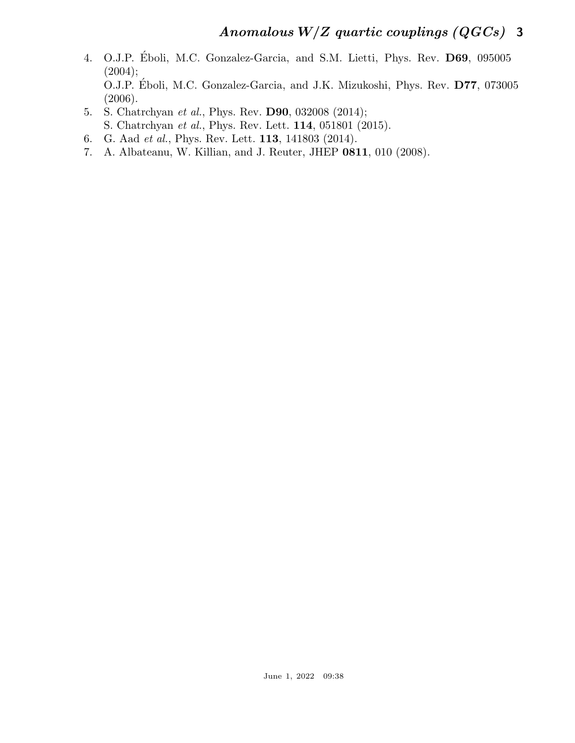4. O.J.P. Éboli, M.C. Gonzalez-Garcia, and S.M. Lietti, Phys. Rev. **D69**, 095005 (2004);
   O.J.P. Éboli, M.C. Gonzalez-Garcia, and J.K. Mizukoshi, Phys. Rev. **D77**, 073005 (2006).
5. S. Chatrchyan *et al.*, Phys. Rev. **D90**, 032008 (2014);
   S. Chatrchyan *et al.*, Phys. Rev. Lett. **114**, 051801 (2015).
6. G. Aad *et al.*, Phys. Rev. Lett. **113**, 141803 (2014).
7. A. Albateanu, W. Killian, and J. Reuter, JHEP **0811**, 010 (2008).